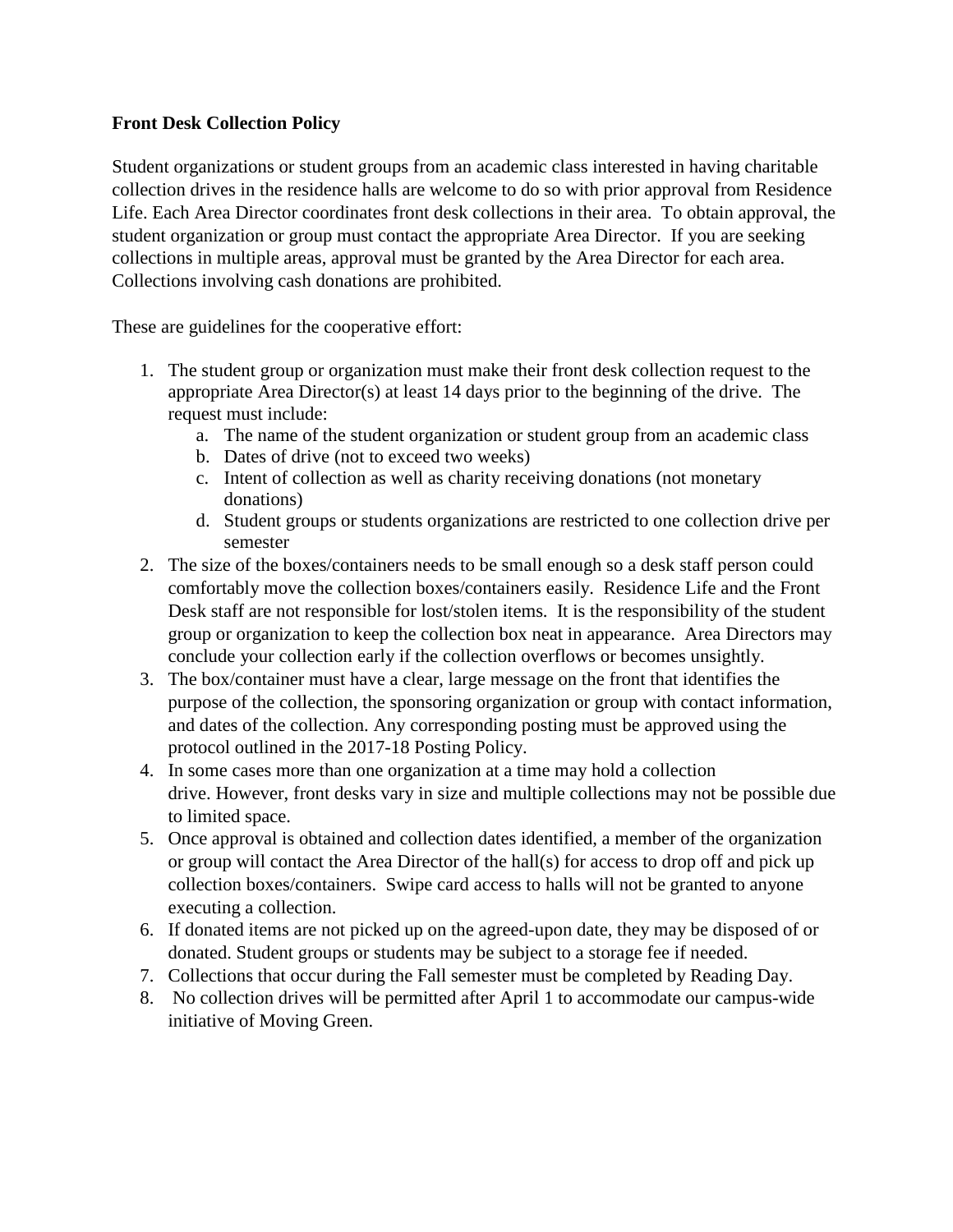**Front Desk Collection Policy**

Student organizations or student groups from an academic class interested in having charitable collection drives in the residence halls are welcome to do so with prior approval from Residence Life. Each Area Director coordinates front desk collections in their area. To obtain approval, the student organization or group must contact the appropriate Area Director. If you are seeking collections in multiple areas, approval must be granted by the Area Director for each area. Collections involving cash donations are prohibited.

These are guidelines for the cooperative effort:

1. The student group or organization must make their front desk collection request to the appropriate Area Director(s) at least 14 days prior to the beginning of the drive. The request must include:
   a. The name of the student organization or student group from an academic class
   b. Dates of drive (not to exceed two weeks)
   c. Intent of collection as well as charity receiving donations (not monetary donations)
   d. Student groups or students organizations are restricted to one collection drive per semester
2. The size of the boxes/containers needs to be small enough so a desk staff person could comfortably move the collection boxes/containers easily. Residence Life and the Front Desk staff are not responsible for lost/stolen items. It is the responsibility of the student group or organization to keep the collection box neat in appearance. Area Directors may conclude your collection early if the collection overflows or becomes unsightly.
3. The box/container must have a clear, large message on the front that identifies the purpose of the collection, the sponsoring organization or group with contact information, and dates of the collection. Any corresponding posting must be approved using the protocol outlined in the 2017-18 Posting Policy.
4. In some cases more than one organization at a time may hold a collection drive. However, front desks vary in size and multiple collections may not be possible due to limited space.
5. Once approval is obtained and collection dates identified, a member of the organization or group will contact the Area Director of the hall(s) for access to drop off and pick up collection boxes/containers. Swipe card access to halls will not be granted to anyone executing a collection.
6. If donated items are not picked up on the agreed-upon date, they may be disposed of or donated. Student groups or students may be subject to a storage fee if needed.
7. Collections that occur during the Fall semester must be completed by Reading Day.
8. No collection drives will be permitted after April 1 to accommodate our campus-wide initiative of Moving Green.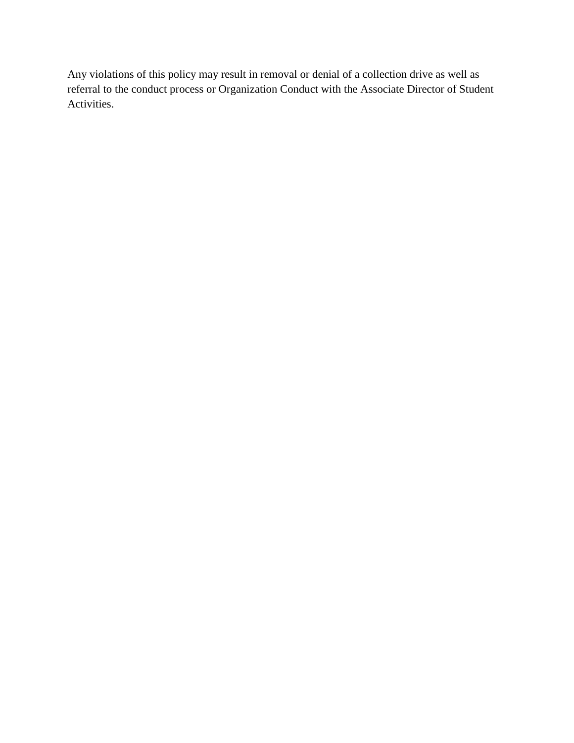Any violations of this policy may result in removal or denial of a collection drive as well as referral to the conduct process or Organization Conduct with the Associate Director of Student Activities.